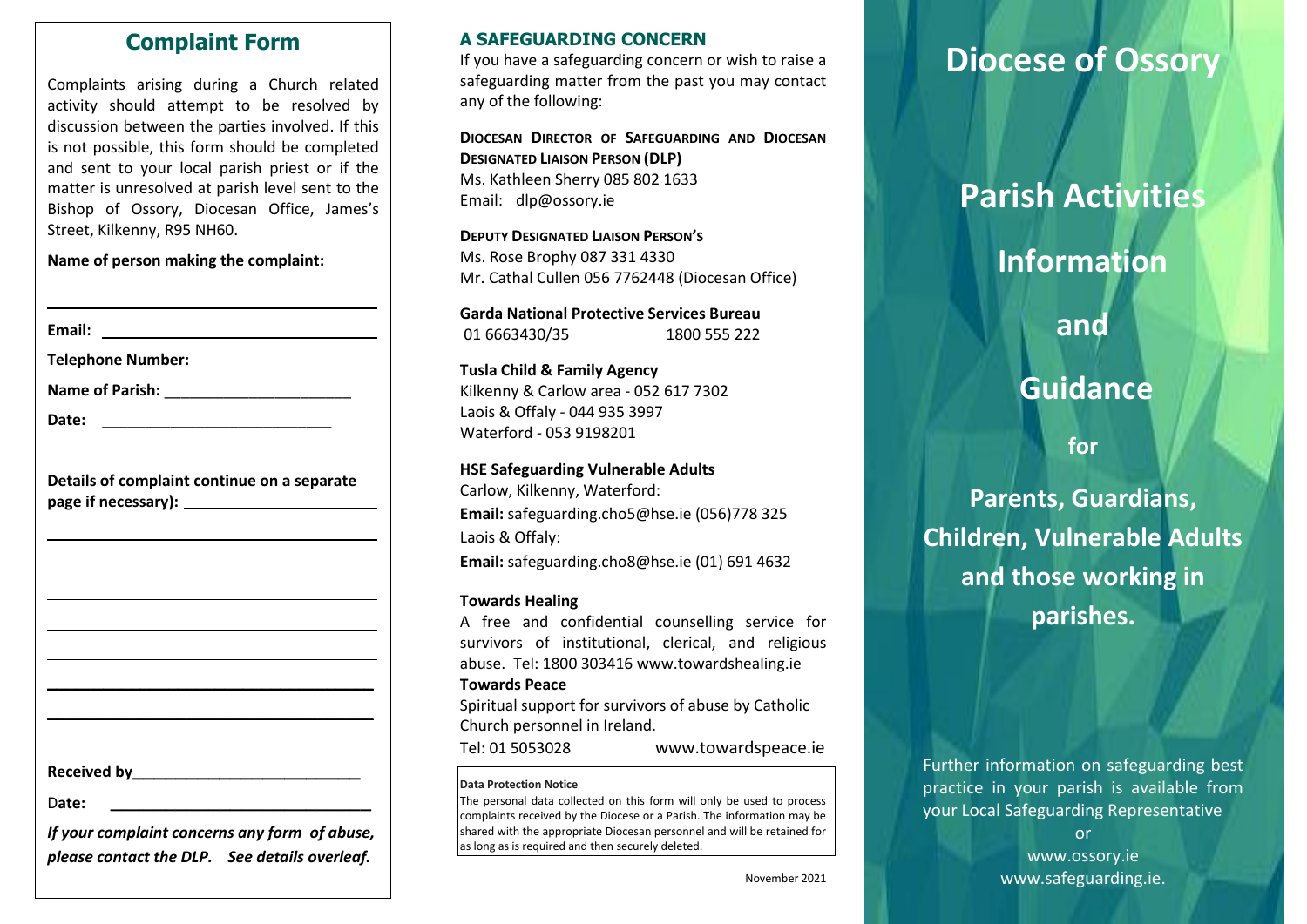## Complaint Form

Complaints arising during a Church related activity should attempt to be resolved by discussion between the parties involved. If this is not possible, this form should be completed and sent to your local parish priest or if the matter is unresolved at parish level sent to the Bishop of Ossory, Diocesan Office, James's Street, Kilkenny, R95 NH60.

**Name of person making the complaint:**

______________________________

**Email:** ______________________________

**Telephone Number:** ______________________________

**Name of Parish:** ______________________________

**Date:** ______________________________

**Details of complaint continue on a separate page if necessary):** ______________________________

______________________________

______________________________

______________________________

______________________________

______________________________

______________________________

______________________________

**Received by**______________________________

Date: ______________________________

***If your complaint concerns any form of abuse, please contact the DLP. See details overleaf.***

## A SAFEGUARDING CONCERN

If you have a safeguarding concern or wish to raise a safeguarding matter from the past you may contact any of the following:

**DIOCESAN DIRECTOR OF SAFEGUARDING AND DIOCESAN DESIGNATED LIAISON PERSON (DLP)**
Ms. Kathleen Sherry 085 802 1633
Email: dlp@ossory.ie

**DEPUTY DESIGNATED LIAISON PERSON'S**
Ms. Rose Brophy 087 331 4330
Mr. Cathal Cullen 056 7762448 (Diocesan Office)

**Garda National Protective Services Bureau**
01 6663430/35 1800 555 222

**Tusla Child & Family Agency**
Kilkenny & Carlow area - 052 617 7302
Laois & Offaly - 044 935 3997
Waterford - 053 9198201

**HSE Safeguarding Vulnerable Adults**
Carlow, Kilkenny, Waterford:
**Email:** safeguarding.cho5@hse.ie (056)778 325
Laois & Offaly:
**Email:** safeguarding.cho8@hse.ie (01) 691 4632

**Towards Healing**
A free and confidential counselling service for survivors of institutional, clerical, and religious abuse. Tel: 1800 303416 www.towardshealing.ie

**Towards Peace**
Spiritual support for survivors of abuse by Catholic Church personnel in Ireland.
Tel: 01 5053028 www.towardspeace.ie

**Data Protection Notice**
The personal data collected on this form will only be used to process complaints received by the Diocese or a Parish. The information may be shared with the appropriate Diocesan personnel and will be retained for as long as is required and then securely deleted.

November 2021

# Diocese of Ossory

## Parish Activities Information and Guidance for Parents, Guardians, Children, Vulnerable Adults and those working in parishes.

Further information on safeguarding best practice in your parish is available from your Local Safeguarding Representative
or
www.ossory.ie
www.safeguarding.ie.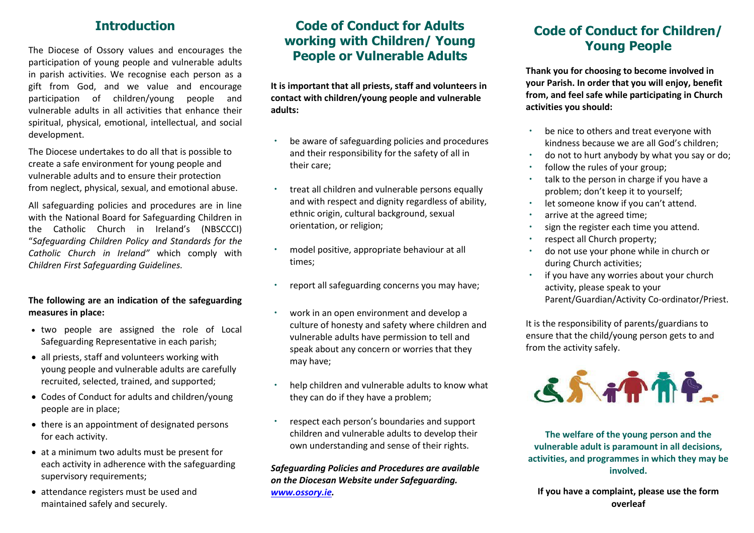## Introduction

The Diocese of Ossory values and encourages the participation of young people and vulnerable adults in parish activities. We recognise each person as a gift from God, and we value and encourage participation of children/young people and vulnerable adults in all activities that enhance their spiritual, physical, emotional, intellectual, and social development.

The Diocese undertakes to do all that is possible to create a safe environment for young people and vulnerable adults and to ensure their protection from neglect, physical, sexual, and emotional abuse.

All safeguarding policies and procedures are in line with the National Board for Safeguarding Children in the Catholic Church in Ireland's (NBSCCCI) "*Safeguarding Children Policy and Standards for the Catholic Church in Ireland"* which comply with *Children First Safeguarding Guidelines.*

**The following are an indication of the safeguarding measures in place:**

- two people are assigned the role of Local Safeguarding Representative in each parish;
- all priests, staff and volunteers working with young people and vulnerable adults are carefully recruited, selected, trained, and supported;
- Codes of Conduct for adults and children/young people are in place;
- there is an appointment of designated persons for each activity.
- at a minimum two adults must be present for each activity in adherence with the safeguarding supervisory requirements;
- attendance registers must be used and maintained safely and securely.

## Code of Conduct for Adults working with Children/ Young People or Vulnerable Adults

**It is important that all priests, staff and volunteers in contact with children/young people and vulnerable adults:**

- be aware of safeguarding policies and procedures and their responsibility for the safety of all in their care;
- treat all children and vulnerable persons equally and with respect and dignity regardless of ability, ethnic origin, cultural background, sexual orientation, or religion;
- model positive, appropriate behaviour at all times;
- report all safeguarding concerns you may have;
- work in an open environment and develop a culture of honesty and safety where children and vulnerable adults have permission to tell and speak about any concern or worries that they may have;
- help children and vulnerable adults to know what they can do if they have a problem;
- respect each person's boundaries and support children and vulnerable adults to develop their own understanding and sense of their rights.

***Safeguarding Policies and Procedures are available on the Diocesan Website under Safeguarding. www.ossory.ie.***

## Code of Conduct for Children/ Young People

**Thank you for choosing to become involved in your Parish. In order that you will enjoy, benefit from, and feel safe while participating in Church activities you should:**

- be nice to others and treat everyone with kindness because we are all God's children;
- do not to hurt anybody by what you say or do;
- follow the rules of your group;
- talk to the person in charge if you have a problem; don't keep it to yourself;
- let someone know if you can't attend.
- arrive at the agreed time;
- sign the register each time you attend.
- respect all Church property;
- do not use your phone while in church or during Church activities;
- if you have any worries about your church activity, please speak to your Parent/Guardian/Activity Co-ordinator/Priest.

It is the responsibility of parents/guardians to ensure that the child/young person gets to and from the activity safely.

**The welfare of the young person and the vulnerable adult is paramount in all decisions, activities, and programmes in which they may be involved.**

**If you have a complaint, please use the form overleaf**